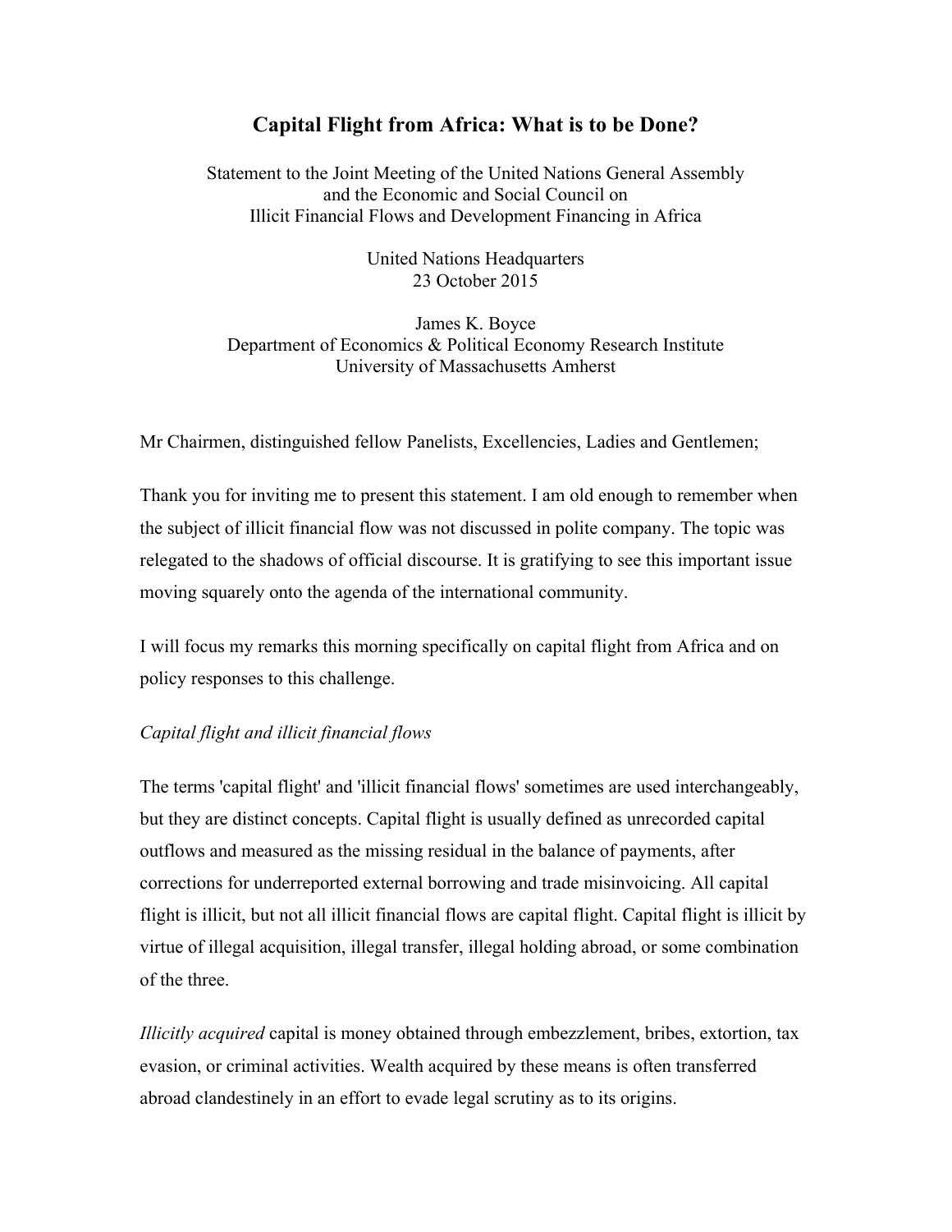# Capital Flight from Africa: What is to be Done?

Statement to the Joint Meeting of the United Nations General Assembly and the Economic and Social Council on Illicit Financial Flows and Development Financing in Africa

United Nations Headquarters
23 October 2015

James K. Boyce
Department of Economics & Political Economy Research Institute
University of Massachusetts Amherst

Mr Chairmen, distinguished fellow Panelists, Excellencies, Ladies and Gentlemen;

Thank you for inviting me to present this statement. I am old enough to remember when the subject of illicit financial flow was not discussed in polite company. The topic was relegated to the shadows of official discourse. It is gratifying to see this important issue moving squarely onto the agenda of the international community.

I will focus my remarks this morning specifically on capital flight from Africa and on policy responses to this challenge.

*Capital flight and illicit financial flows*

The terms 'capital flight' and 'illicit financial flows' sometimes are used interchangeably, but they are distinct concepts. Capital flight is usually defined as unrecorded capital outflows and measured as the missing residual in the balance of payments, after corrections for underreported external borrowing and trade misinvoicing. All capital flight is illicit, but not all illicit financial flows are capital flight. Capital flight is illicit by virtue of illegal acquisition, illegal transfer, illegal holding abroad, or some combination of the three.

*Illicitly acquired* capital is money obtained through embezzlement, bribes, extortion, tax evasion, or criminal activities. Wealth acquired by these means is often transferred abroad clandestinely in an effort to evade legal scrutiny as to its origins.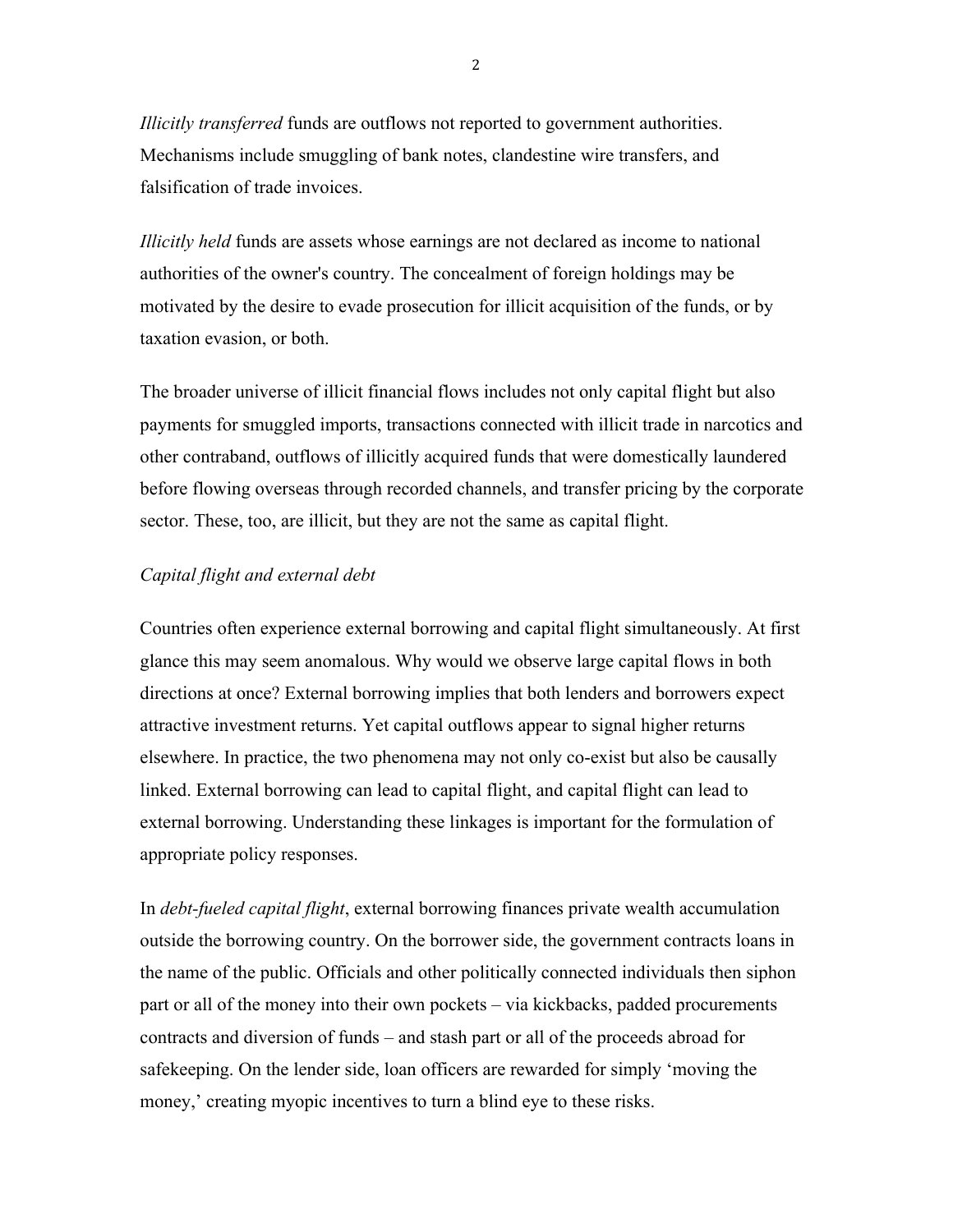*Illicitly transferred* funds are outflows not reported to government authorities. Mechanisms include smuggling of bank notes, clandestine wire transfers, and falsification of trade invoices.

*Illicitly held* funds are assets whose earnings are not declared as income to national authorities of the owner's country. The concealment of foreign holdings may be motivated by the desire to evade prosecution for illicit acquisition of the funds, or by taxation evasion, or both.

The broader universe of illicit financial flows includes not only capital flight but also payments for smuggled imports, transactions connected with illicit trade in narcotics and other contraband, outflows of illicitly acquired funds that were domestically laundered before flowing overseas through recorded channels, and transfer pricing by the corporate sector. These, too, are illicit, but they are not the same as capital flight.

*Capital flight and external debt*

Countries often experience external borrowing and capital flight simultaneously. At first glance this may seem anomalous. Why would we observe large capital flows in both directions at once? External borrowing implies that both lenders and borrowers expect attractive investment returns. Yet capital outflows appear to signal higher returns elsewhere. In practice, the two phenomena may not only co-exist but also be causally linked. External borrowing can lead to capital flight, and capital flight can lead to external borrowing. Understanding these linkages is important for the formulation of appropriate policy responses.

In *debt-fueled capital flight*, external borrowing finances private wealth accumulation outside the borrowing country. On the borrower side, the government contracts loans in the name of the public. Officials and other politically connected individuals then siphon part or all of the money into their own pockets – via kickbacks, padded procurements contracts and diversion of funds – and stash part or all of the proceeds abroad for safekeeping. On the lender side, loan officers are rewarded for simply 'moving the money,' creating myopic incentives to turn a blind eye to these risks.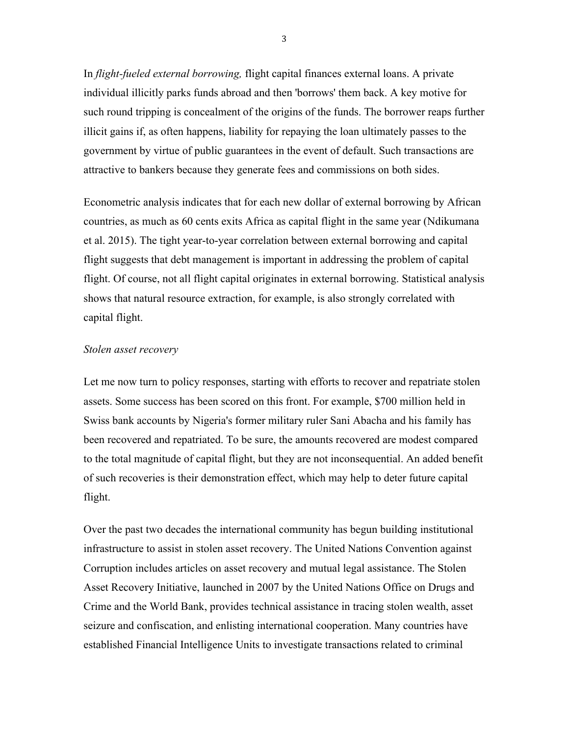In *flight-fueled external borrowing,* flight capital finances external loans. A private individual illicitly parks funds abroad and then 'borrows' them back. A key motive for such round tripping is concealment of the origins of the funds. The borrower reaps further illicit gains if, as often happens, liability for repaying the loan ultimately passes to the government by virtue of public guarantees in the event of default. Such transactions are attractive to bankers because they generate fees and commissions on both sides.

Econometric analysis indicates that for each new dollar of external borrowing by African countries, as much as 60 cents exits Africa as capital flight in the same year (Ndikumana et al. 2015). The tight year-to-year correlation between external borrowing and capital flight suggests that debt management is important in addressing the problem of capital flight. Of course, not all flight capital originates in external borrowing. Statistical analysis shows that natural resource extraction, for example, is also strongly correlated with capital flight.

*Stolen asset recovery*

Let me now turn to policy responses, starting with efforts to recover and repatriate stolen assets. Some success has been scored on this front. For example, $700 million held in Swiss bank accounts by Nigeria's former military ruler Sani Abacha and his family has been recovered and repatriated. To be sure, the amounts recovered are modest compared to the total magnitude of capital flight, but they are not inconsequential. An added benefit of such recoveries is their demonstration effect, which may help to deter future capital flight.

Over the past two decades the international community has begun building institutional infrastructure to assist in stolen asset recovery. The United Nations Convention against Corruption includes articles on asset recovery and mutual legal assistance. The Stolen Asset Recovery Initiative, launched in 2007 by the United Nations Office on Drugs and Crime and the World Bank, provides technical assistance in tracing stolen wealth, asset seizure and confiscation, and enlisting international cooperation. Many countries have established Financial Intelligence Units to investigate transactions related to criminal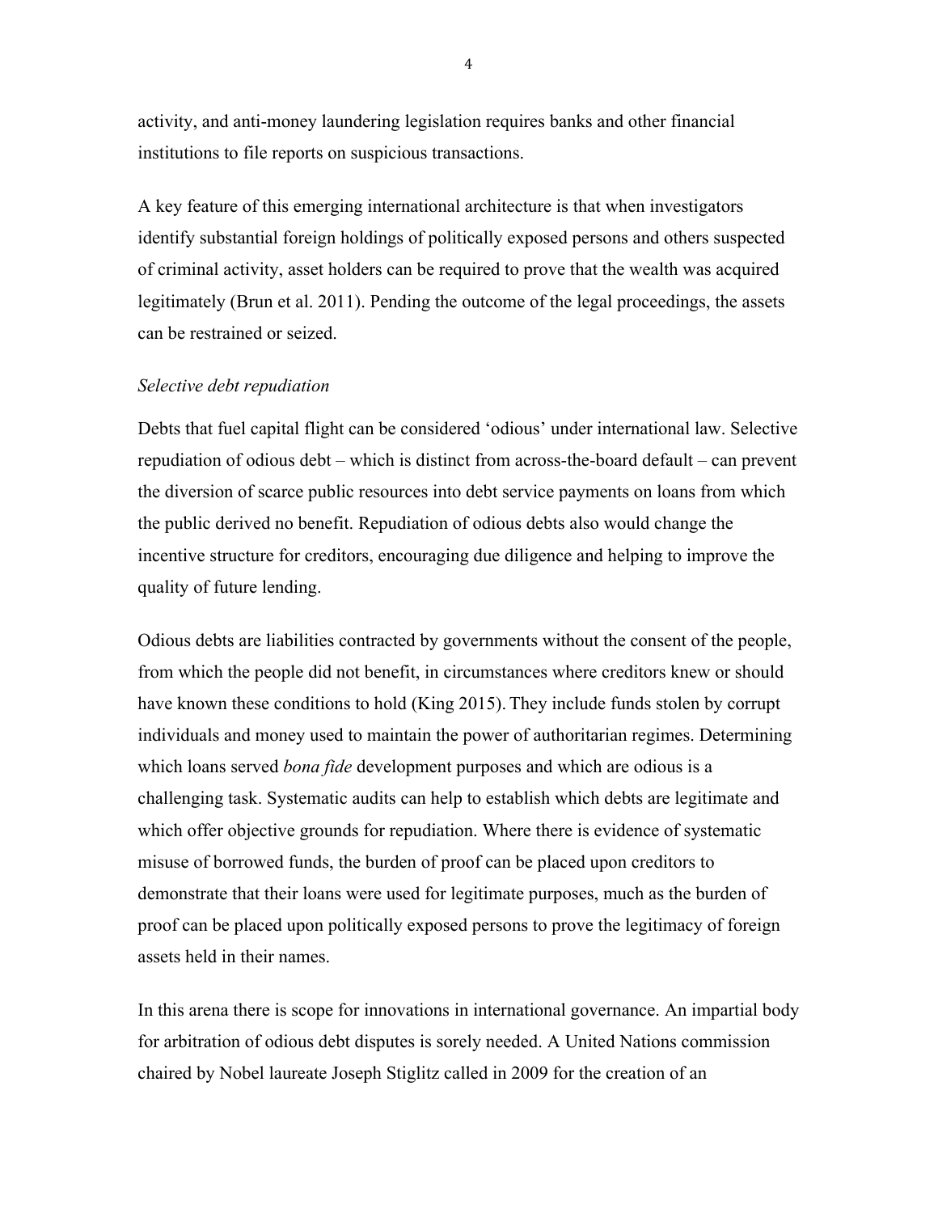activity, and anti-money laundering legislation requires banks and other financial institutions to file reports on suspicious transactions.

A key feature of this emerging international architecture is that when investigators identify substantial foreign holdings of politically exposed persons and others suspected of criminal activity, asset holders can be required to prove that the wealth was acquired legitimately (Brun et al. 2011). Pending the outcome of the legal proceedings, the assets can be restrained or seized.

*Selective debt repudiation*

Debts that fuel capital flight can be considered 'odious' under international law. Selective repudiation of odious debt – which is distinct from across-the-board default – can prevent the diversion of scarce public resources into debt service payments on loans from which the public derived no benefit. Repudiation of odious debts also would change the incentive structure for creditors, encouraging due diligence and helping to improve the quality of future lending.

Odious debts are liabilities contracted by governments without the consent of the people, from which the people did not benefit, in circumstances where creditors knew or should have known these conditions to hold (King 2015). They include funds stolen by corrupt individuals and money used to maintain the power of authoritarian regimes. Determining which loans served *bona fide* development purposes and which are odious is a challenging task. Systematic audits can help to establish which debts are legitimate and which offer objective grounds for repudiation. Where there is evidence of systematic misuse of borrowed funds, the burden of proof can be placed upon creditors to demonstrate that their loans were used for legitimate purposes, much as the burden of proof can be placed upon politically exposed persons to prove the legitimacy of foreign assets held in their names.

In this arena there is scope for innovations in international governance. An impartial body for arbitration of odious debt disputes is sorely needed. A United Nations commission chaired by Nobel laureate Joseph Stiglitz called in 2009 for the creation of an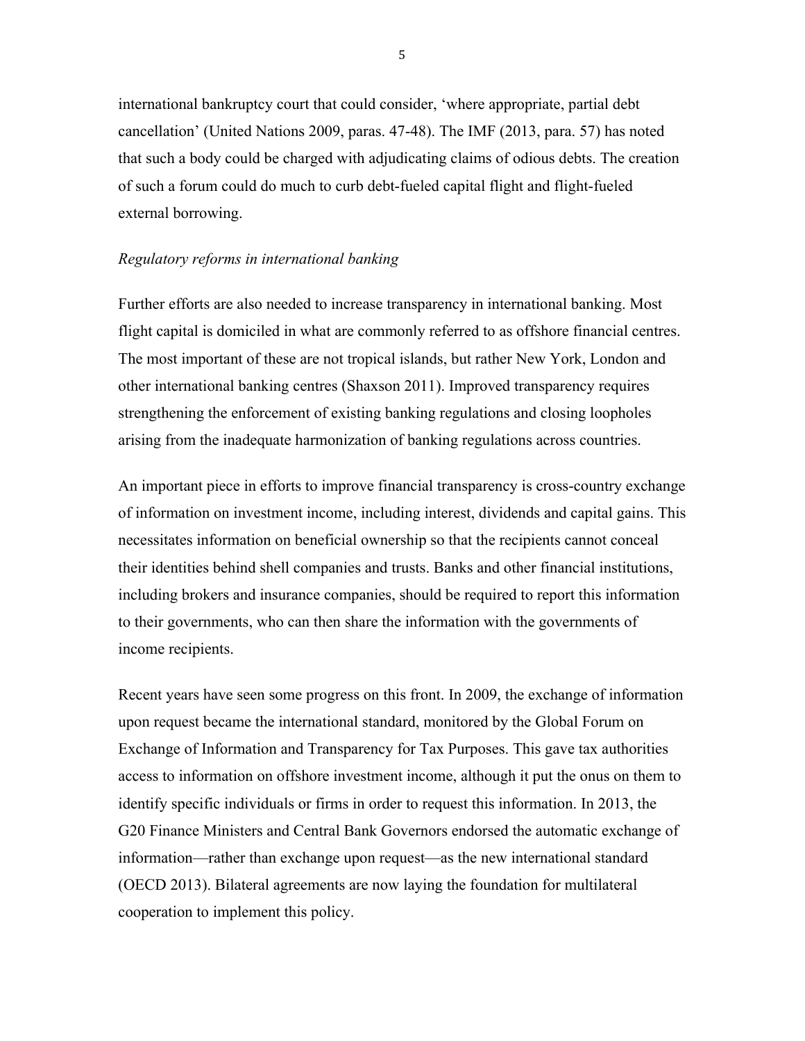international bankruptcy court that could consider, 'where appropriate, partial debt cancellation' (United Nations 2009, paras. 47-48). The IMF (2013, para. 57) has noted that such a body could be charged with adjudicating claims of odious debts. The creation of such a forum could do much to curb debt-fueled capital flight and flight-fueled external borrowing.

*Regulatory reforms in international banking*

Further efforts are also needed to increase transparency in international banking. Most flight capital is domiciled in what are commonly referred to as offshore financial centres. The most important of these are not tropical islands, but rather New York, London and other international banking centres (Shaxson 2011). Improved transparency requires strengthening the enforcement of existing banking regulations and closing loopholes arising from the inadequate harmonization of banking regulations across countries.

An important piece in efforts to improve financial transparency is cross-country exchange of information on investment income, including interest, dividends and capital gains. This necessitates information on beneficial ownership so that the recipients cannot conceal their identities behind shell companies and trusts. Banks and other financial institutions, including brokers and insurance companies, should be required to report this information to their governments, who can then share the information with the governments of income recipients.

Recent years have seen some progress on this front. In 2009, the exchange of information upon request became the international standard, monitored by the Global Forum on Exchange of Information and Transparency for Tax Purposes. This gave tax authorities access to information on offshore investment income, although it put the onus on them to identify specific individuals or firms in order to request this information. In 2013, the G20 Finance Ministers and Central Bank Governors endorsed the automatic exchange of information—rather than exchange upon request—as the new international standard (OECD 2013). Bilateral agreements are now laying the foundation for multilateral cooperation to implement this policy.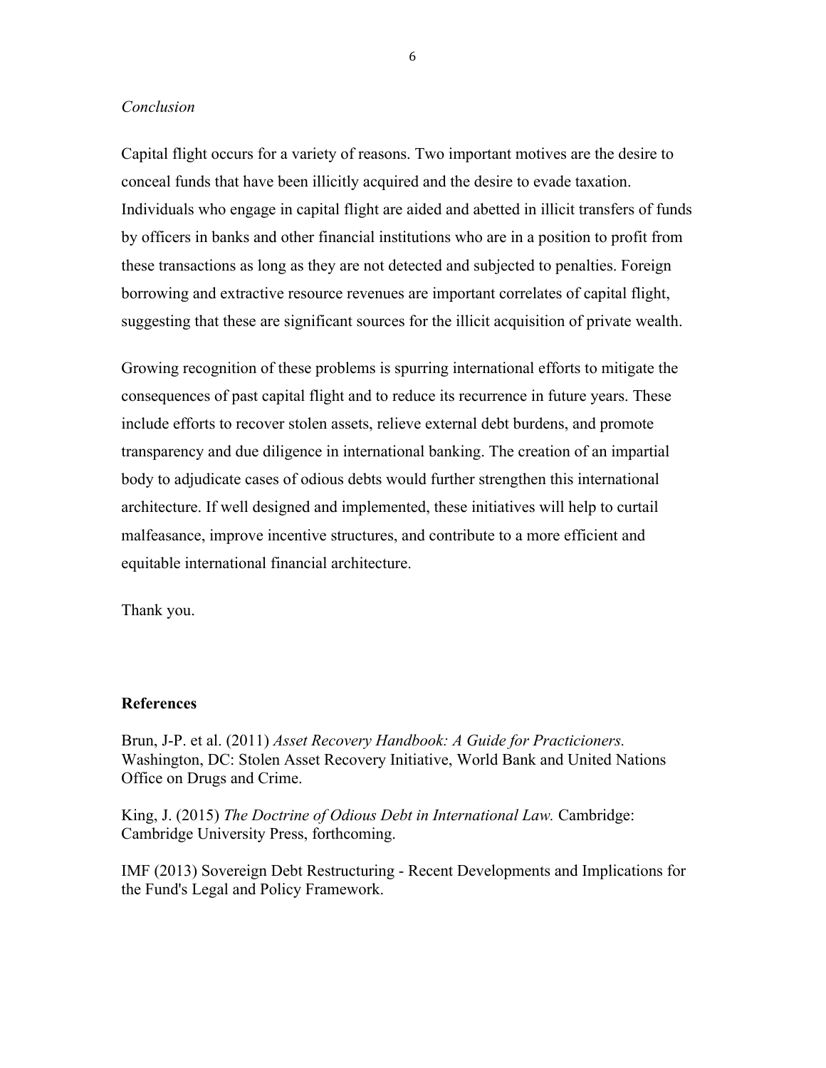*Conclusion*

Capital flight occurs for a variety of reasons. Two important motives are the desire to conceal funds that have been illicitly acquired and the desire to evade taxation. Individuals who engage in capital flight are aided and abetted in illicit transfers of funds by officers in banks and other financial institutions who are in a position to profit from these transactions as long as they are not detected and subjected to penalties. Foreign borrowing and extractive resource revenues are important correlates of capital flight, suggesting that these are significant sources for the illicit acquisition of private wealth.

Growing recognition of these problems is spurring international efforts to mitigate the consequences of past capital flight and to reduce its recurrence in future years. These include efforts to recover stolen assets, relieve external debt burdens, and promote transparency and due diligence in international banking. The creation of an impartial body to adjudicate cases of odious debts would further strengthen this international architecture. If well designed and implemented, these initiatives will help to curtail malfeasance, improve incentive structures, and contribute to a more efficient and equitable international financial architecture.

Thank you.

**References**

Brun, J-P. et al. (2011) *Asset Recovery Handbook: A Guide for Practicioners.* Washington, DC: Stolen Asset Recovery Initiative, World Bank and United Nations Office on Drugs and Crime.

King, J. (2015) *The Doctrine of Odious Debt in International Law.* Cambridge: Cambridge University Press, forthcoming.

IMF (2013) Sovereign Debt Restructuring - Recent Developments and Implications for the Fund's Legal and Policy Framework.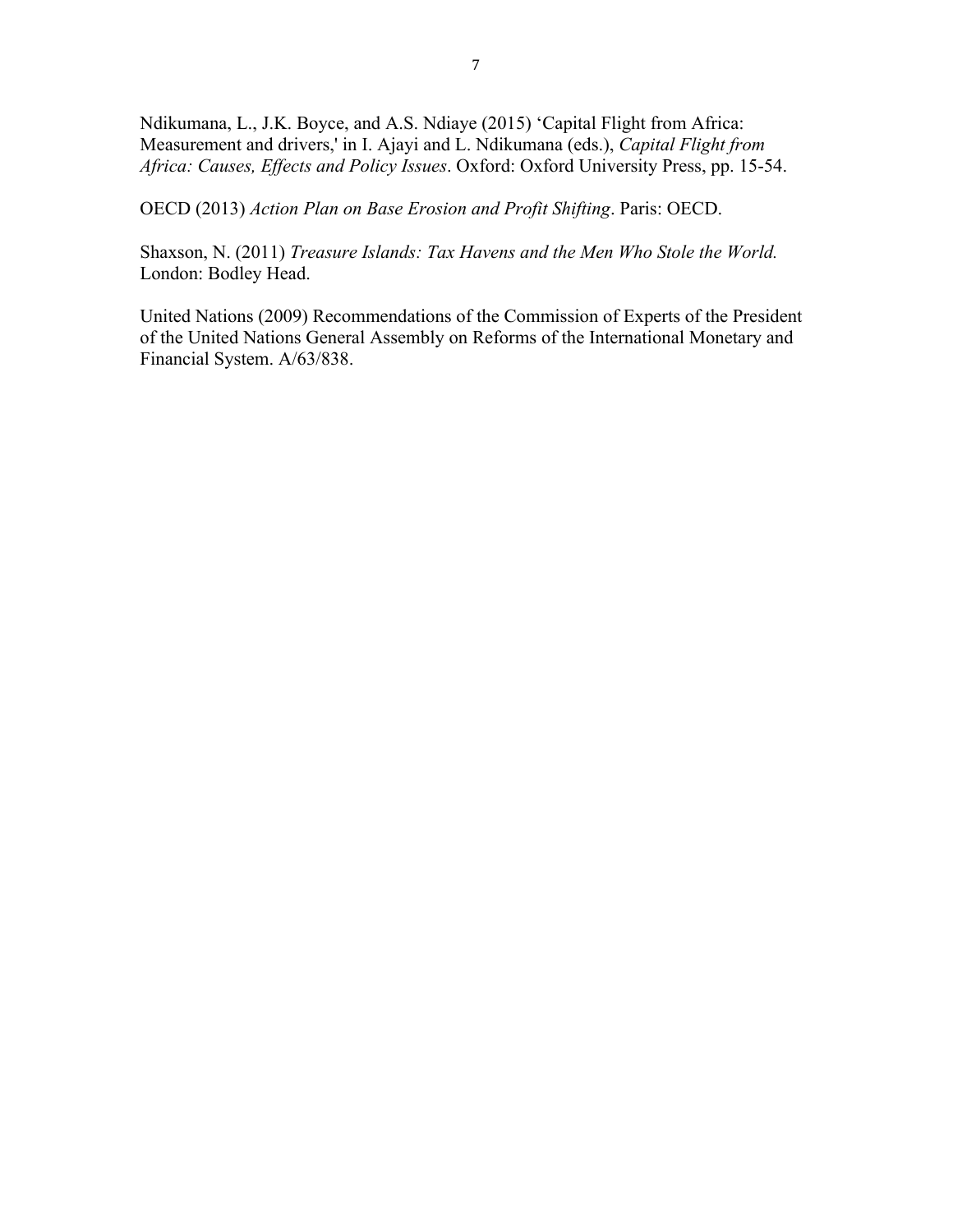Ndikumana, L., J.K. Boyce, and A.S. Ndiaye (2015) 'Capital Flight from Africa: Measurement and drivers,' in I. Ajayi and L. Ndikumana (eds.), *Capital Flight from Africa: Causes, Effects and Policy Issues*. Oxford: Oxford University Press, pp. 15-54.

OECD (2013) *Action Plan on Base Erosion and Profit Shifting*. Paris: OECD.

Shaxson, N. (2011) *Treasure Islands: Tax Havens and the Men Who Stole the World.* London: Bodley Head.

United Nations (2009) Recommendations of the Commission of Experts of the President of the United Nations General Assembly on Reforms of the International Monetary and Financial System. A/63/838.